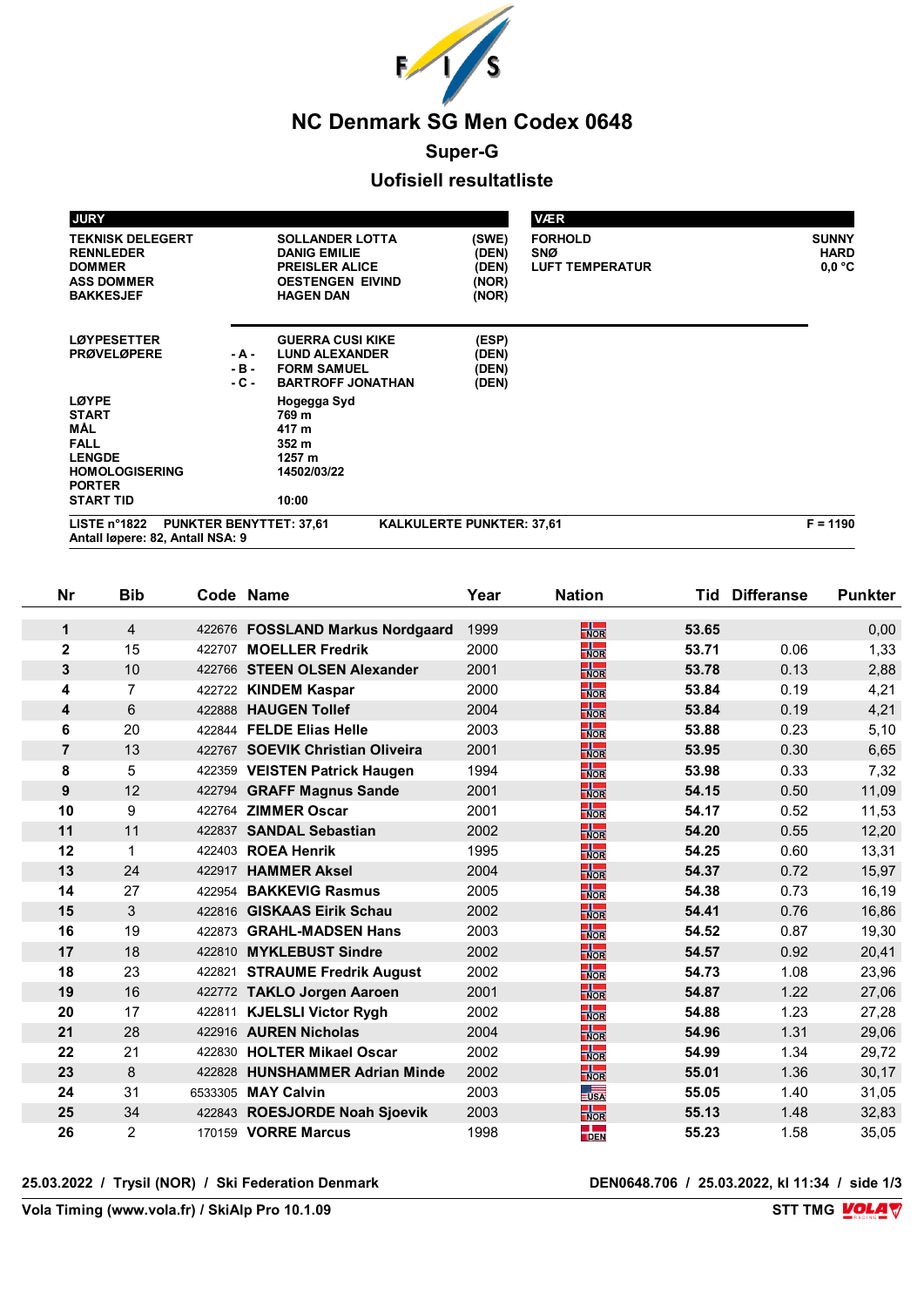# NC Denmark SG Men Codex 0648

## Super-G

## Uofisiell resultatliste

| JURY | | | VÆR | |
|---|---|---|---|---|
| TEKNISK DELEGERT | SOLLANDER LOTTA | (SWE) | FORHOLD | SUNNY |
| RENNLEDER | DANIG EMILIE | (DEN) | SNØ | HARD |
| DOMMER | PREISLER ALICE | (DEN) | LUFT TEMPERATUR | 0,0 °C |
| ASS DOMMER | OESTENGEN EIVIND | (NOR) | | |
| BAKKESJEF | HAGEN DAN | (NOR) | | |

| | | | |
|---|---|---|---|
| LØYPESETTER | | GUERRA CUSI KIKE | (ESP) |
| PRØVELØPERE | - A - | LUND ALEXANDER | (DEN) |
| | - B - | FORM SAMUEL | (DEN) |
| | - C - | BARTROFF JONATHAN | (DEN) |
| LØYPE | | Hogegga Syd | |
| START | | 769 m | |
| MÅL | | 417 m | |
| FALL | | 352 m | |
| LENGDE | | 1257 m | |
| HOMOLOGISERING | | 14502/03/22 | |
| PORTER | | | |
| START TID | | 10:00 | |

LISTE n°1822 PUNKTER BENYTTET: 37,61 KALKULERTE PUNKTER: 37,61 F = 1190

Antall løpere: 82, Antall NSA: 9

| Nr | Bib | Code | Name | Year | Nation | Tid | Differanse | Punkter |
|---|---|---|---|---|---|---|---|---|
| 1 | 4 | 422676 | FOSSLAND Markus Nordgaard | 1999 | NOR | 53.65 | | 0,00 |
| 2 | 15 | 422707 | MOELLER Fredrik | 2000 | NOR | 53.71 | 0.06 | 1,33 |
| 3 | 10 | 422766 | STEEN OLSEN Alexander | 2001 | NOR | 53.78 | 0.13 | 2,88 |
| 4 | 7 | 422722 | KINDEM Kaspar | 2000 | NOR | 53.84 | 0.19 | 4,21 |
| 4 | 6 | 422888 | HAUGEN Tollef | 2004 | NOR | 53.84 | 0.19 | 4,21 |
| 6 | 20 | 422844 | FELDE Elias Helle | 2003 | NOR | 53.88 | 0.23 | 5,10 |
| 7 | 13 | 422767 | SOEVIK Christian Oliveira | 2001 | NOR | 53.95 | 0.30 | 6,65 |
| 8 | 5 | 422359 | VEISTEN Patrick Haugen | 1994 | NOR | 53.98 | 0.33 | 7,32 |
| 9 | 12 | 422794 | GRAFF Magnus Sande | 2001 | NOR | 54.15 | 0.50 | 11,09 |
| 10 | 9 | 422764 | ZIMMER Oscar | 2001 | NOR | 54.17 | 0.52 | 11,53 |
| 11 | 11 | 422837 | SANDAL Sebastian | 2002 | NOR | 54.20 | 0.55 | 12,20 |
| 12 | 1 | 422403 | ROEA Henrik | 1995 | NOR | 54.25 | 0.60 | 13,31 |
| 13 | 24 | 422917 | HAMMER Aksel | 2004 | NOR | 54.37 | 0.72 | 15,97 |
| 14 | 27 | 422954 | BAKKEVIG Rasmus | 2005 | NOR | 54.38 | 0.73 | 16,19 |
| 15 | 3 | 422816 | GISKAAS Eirik Schau | 2002 | NOR | 54.41 | 0.76 | 16,86 |
| 16 | 19 | 422873 | GRAHL-MADSEN Hans | 2003 | NOR | 54.52 | 0.87 | 19,30 |
| 17 | 18 | 422810 | MYKLEBUST Sindre | 2002 | NOR | 54.57 | 0.92 | 20,41 |
| 18 | 23 | 422821 | STRAUME Fredrik August | 2002 | NOR | 54.73 | 1.08 | 23,96 |
| 19 | 16 | 422772 | TAKLO Jorgen Aaroen | 2001 | NOR | 54.87 | 1.22 | 27,06 |
| 20 | 17 | 422811 | KJELSLI Victor Rygh | 2002 | NOR | 54.88 | 1.23 | 27,28 |
| 21 | 28 | 422916 | AUREN Nicholas | 2004 | NOR | 54.96 | 1.31 | 29,06 |
| 22 | 21 | 422830 | HOLTER Mikael Oscar | 2002 | NOR | 54.99 | 1.34 | 29,72 |
| 23 | 8 | 422828 | HUNSHAMMER Adrian Minde | 2002 | NOR | 55.01 | 1.36 | 30,17 |
| 24 | 31 | 6533305 | MAY Calvin | 2003 | USA | 55.05 | 1.40 | 31,05 |
| 25 | 34 | 422843 | ROESJORDE Noah Sjoevik | 2003 | NOR | 55.13 | 1.48 | 32,83 |
| 26 | 2 | 170159 | VORRE Marcus | 1998 | DEN | 55.23 | 1.58 | 35,05 |

25.03.2022 / Trysil (NOR) / Ski Federation Denmark DEN0648.706 / 25.03.2022, kl 11:34

Vola Timing (www.vola.fr) / SkiAlp Pro 10.1.09 STT TMG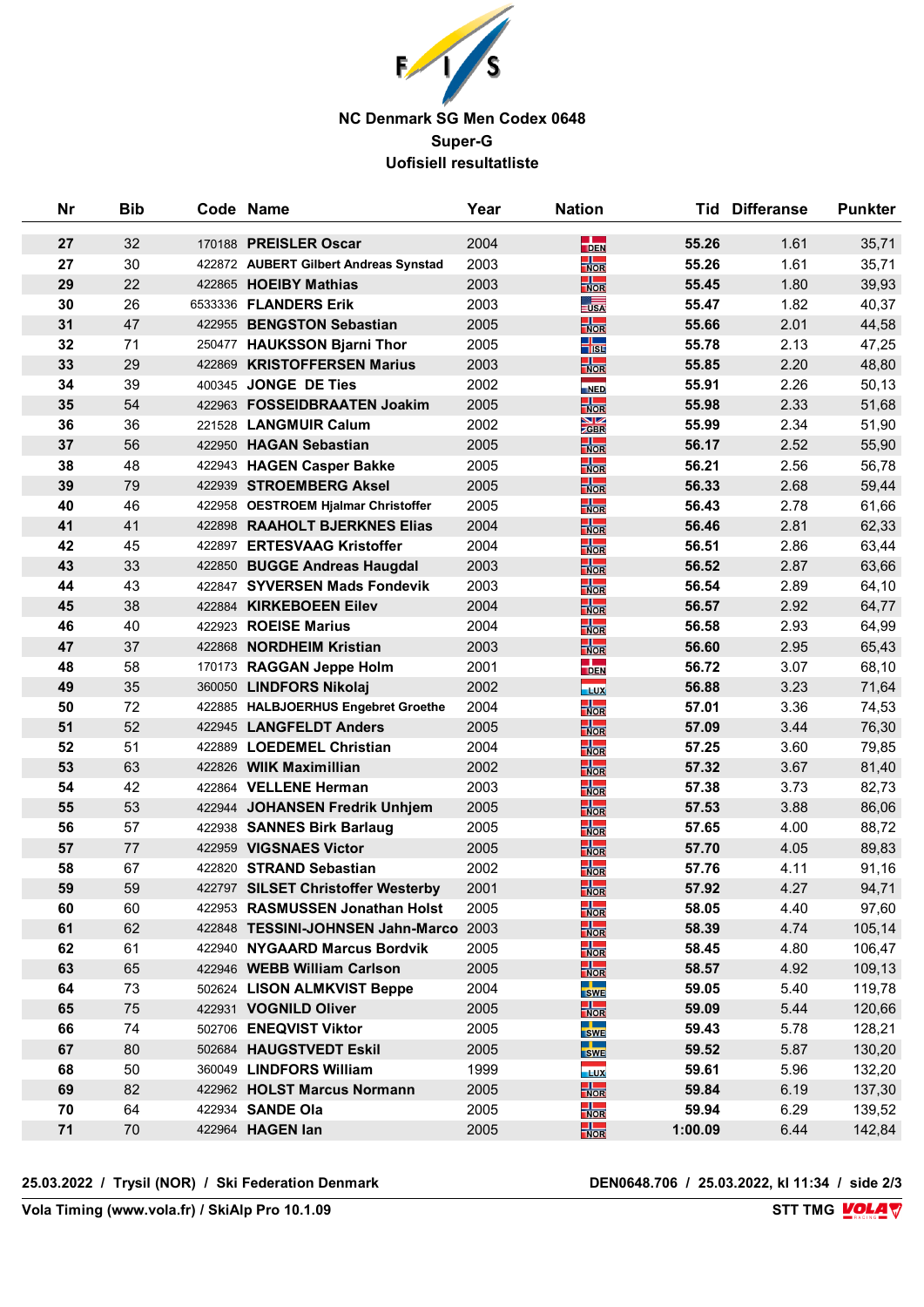**NC Denmark SG Men Codex 0648**
**Super-G**
**Uofisiell resultatliste**

| Nr | Bib | Code | Name | Year | Nation | Tid | Differanse | Punkter |
|---|---|---|---|---|---|---|---|---|
| 27 | 32 | 170188 | **PREISLER Oscar** | 2004 | DEN | **55.26** | 1.61 | 35,71 |
| 27 | 30 | 422872 | **AUBERT Gilbert Andreas Synstad** | 2003 | NOR | **55.26** | 1.61 | 35,71 |
| 29 | 22 | 422865 | **HOEIBY Mathias** | 2003 | NOR | **55.45** | 1.80 | 39,93 |
| 30 | 26 | 6533336 | **FLANDERS Erik** | 2003 | USA | **55.47** | 1.82 | 40,37 |
| 31 | 47 | 422955 | **BENGSTON Sebastian** | 2005 | NOR | **55.66** | 2.01 | 44,58 |
| 32 | 71 | 250477 | **HAUKSSON Bjarni Thor** | 2005 | ISL | **55.78** | 2.13 | 47,25 |
| 33 | 29 | 422869 | **KRISTOFFERSEN Marius** | 2003 | NOR | **55.85** | 2.20 | 48,80 |
| 34 | 39 | 400345 | **JONGE DE Ties** | 2002 | NED | **55.91** | 2.26 | 50,13 |
| 35 | 54 | 422963 | **FOSSEIDBRAATEN Joakim** | 2005 | NOR | **55.98** | 2.33 | 51,68 |
| 36 | 36 | 221528 | **LANGMUIR Calum** | 2002 | GBR | **55.99** | 2.34 | 51,90 |
| 37 | 56 | 422950 | **HAGAN Sebastian** | 2005 | NOR | **56.17** | 2.52 | 55,90 |
| 38 | 48 | 422943 | **HAGEN Casper Bakke** | 2005 | NOR | **56.21** | 2.56 | 56,78 |
| 39 | 79 | 422939 | **STROEMBERG Aksel** | 2005 | NOR | **56.33** | 2.68 | 59,44 |
| 40 | 46 | 422958 | **OESTROEM Hjalmar Christoffer** | 2005 | NOR | **56.43** | 2.78 | 61,66 |
| 41 | 41 | 422898 | **RAAHOLT BJERKNES Elias** | 2004 | NOR | **56.46** | 2.81 | 62,33 |
| 42 | 45 | 422897 | **ERTESVAAG Kristoffer** | 2004 | NOR | **56.51** | 2.86 | 63,44 |
| 43 | 33 | 422850 | **BUGGE Andreas Haugdal** | 2003 | NOR | **56.52** | 2.87 | 63,66 |
| 44 | 43 | 422847 | **SYVERSEN Mads Fondevik** | 2003 | NOR | **56.54** | 2.89 | 64,10 |
| 45 | 38 | 422884 | **KIRKEBOEEN Eilev** | 2004 | NOR | **56.57** | 2.92 | 64,77 |
| 46 | 40 | 422923 | **ROEISE Marius** | 2004 | NOR | **56.58** | 2.93 | 64,99 |
| 47 | 37 | 422868 | **NORDHEIM Kristian** | 2003 | NOR | **56.60** | 2.95 | 65,43 |
| 48 | 58 | 170173 | **RAGGAN Jeppe Holm** | 2001 | DEN | **56.72** | 3.07 | 68,10 |
| 49 | 35 | 360050 | **LINDFORS Nikolaj** | 2002 | LUX | **56.88** | 3.23 | 71,64 |
| 50 | 72 | 422885 | **HALBJOERHUS Engebret Groethe** | 2004 | NOR | **57.01** | 3.36 | 74,53 |
| 51 | 52 | 422945 | **LANGFELDT Anders** | 2005 | NOR | **57.09** | 3.44 | 76,30 |
| 52 | 51 | 422889 | **LOEDEMEL Christian** | 2004 | NOR | **57.25** | 3.60 | 79,85 |
| 53 | 63 | 422826 | **WIIK Maximillian** | 2002 | NOR | **57.32** | 3.67 | 81,40 |
| 54 | 42 | 422864 | **VELLENE Herman** | 2003 | NOR | **57.38** | 3.73 | 82,73 |
| 55 | 53 | 422944 | **JOHANSEN Fredrik Unhjem** | 2005 | NOR | **57.53** | 3.88 | 86,06 |
| 56 | 57 | 422938 | **SANNES Birk Barlaug** | 2005 | NOR | **57.65** | 4.00 | 88,72 |
| 57 | 77 | 422959 | **VIGSNAES Victor** | 2005 | NOR | **57.70** | 4.05 | 89,83 |
| 58 | 67 | 422820 | **STRAND Sebastian** | 2002 | NOR | **57.76** | 4.11 | 91,16 |
| 59 | 59 | 422797 | **SILSET Christoffer Westerby** | 2001 | NOR | **57.92** | 4.27 | 94,71 |
| 60 | 60 | 422953 | **RASMUSSEN Jonathan Holst** | 2005 | NOR | **58.05** | 4.40 | 97,60 |
| 61 | 62 | 422848 | **TESSINI-JOHNSEN Jahn-Marco** | 2003 | NOR | **58.39** | 4.74 | 105,14 |
| 62 | 61 | 422940 | **NYGAARD Marcus Bordvik** | 2005 | NOR | **58.45** | 4.80 | 106,47 |
| 63 | 65 | 422946 | **WEBB William Carlson** | 2005 | NOR | **58.57** | 4.92 | 109,13 |
| 64 | 73 | 502624 | **LISON ALMKVIST Beppe** | 2004 | SWE | **59.05** | 5.40 | 119,78 |
| 65 | 75 | 422931 | **VOGNILD Oliver** | 2005 | NOR | **59.09** | 5.44 | 120,66 |
| 66 | 74 | 502706 | **ENEQVIST Viktor** | 2005 | SWE | **59.43** | 5.78 | 128,21 |
| 67 | 80 | 502684 | **HAUGSTVEDT Eskil** | 2005 | SWE | **59.52** | 5.87 | 130,20 |
| 68 | 50 | 360049 | **LINDFORS William** | 1999 | LUX | **59.61** | 5.96 | 132,20 |
| 69 | 82 | 422962 | **HOLST Marcus Normann** | 2005 | NOR | **59.84** | 6.19 | 137,30 |
| 70 | 64 | 422934 | **SANDE Ola** | 2005 | NOR | **59.94** | 6.29 | 139,52 |
| 71 | 70 | 422964 | **HAGEN Ian** | 2005 | NOR | **1:00.09** | 6.44 | 142,84 |

**25.03.2022 / Trysil (NOR) / Ski Federation Denmark** — **DEN0648.706 / 25.03.2022, kl 11:34**

**Vola Timing (www.vola.fr) / SkiAlp Pro 10.1.09** — **STT TMG**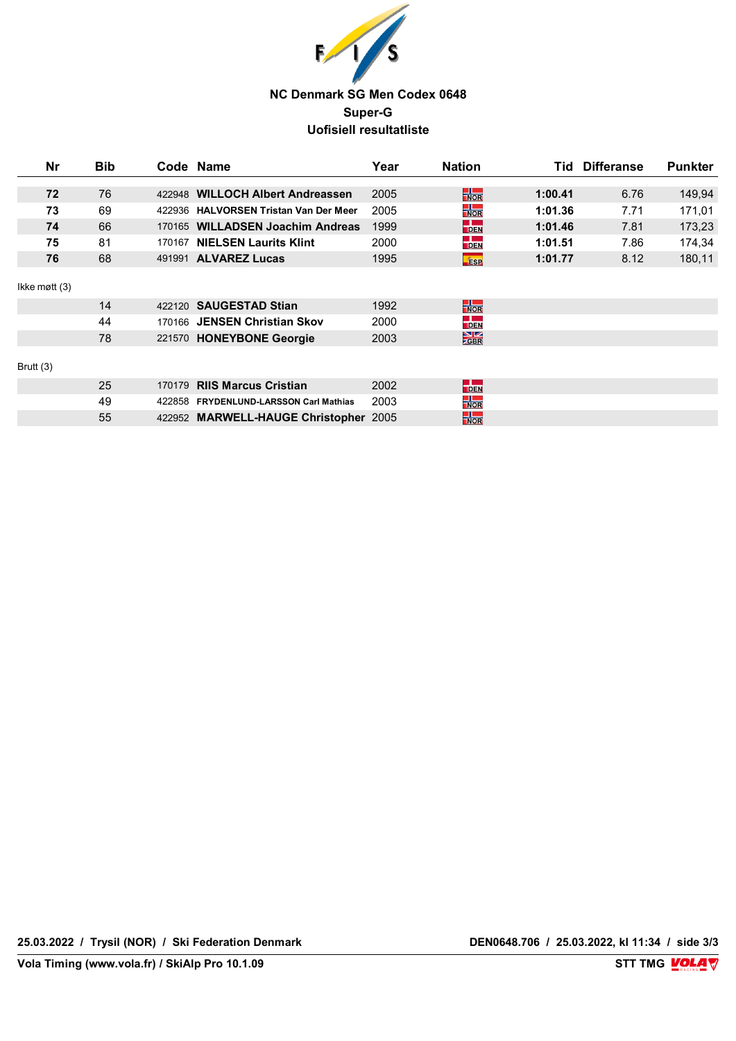**NC Denmark SG Men Codex 0648**

**Super-G**

**Uofisiell resultatliste**

| Nr | Bib | Code | Name | Year | Nation | Tid | Differanse | Punkter |
|---|---|---|---|---|---|---|---|---|
| **72** | 76 | 422948 | **WILLOCH Albert Andreassen** | 2005 | NOR | **1:00.41** | 6.76 | 149,94 |
| **73** | 69 | 422936 | **HALVORSEN Tristan Van Der Meer** | 2005 | NOR | **1:01.36** | 7.71 | 171,01 |
| **74** | 66 | 170165 | **WILLADSEN Joachim Andreas** | 1999 | DEN | **1:01.46** | 7.81 | 173,23 |
| **75** | 81 | 170167 | **NIELSEN Laurits Klint** | 2000 | DEN | **1:01.51** | 7.86 | 174,34 |
| **76** | 68 | 491991 | **ALVAREZ Lucas** | 1995 | ESP | **1:01.77** | 8.12 | 180,11 |

Ikke møtt (3)

| | Bib | Code | Name | Year | Nation |
|---|---|---|---|---|---|
| | 14 | 422120 | **SAUGESTAD Stian** | 1992 | NOR |
| | 44 | 170166 | **JENSEN Christian Skov** | 2000 | DEN |
| | 78 | 221570 | **HONEYBONE Georgie** | 2003 | GBR |

Brutt (3)

| | Bib | Code | Name | Year | Nation |
|---|---|---|---|---|---|
| | 25 | 170179 | **RIIS Marcus Cristian** | 2002 | DEN |
| | 49 | 422858 | **FRYDENLUND-LARSSON Carl Mathias** | 2003 | NOR |
| | 55 | 422952 | **MARWELL-HAUGE Christopher** | 2005 | NOR |

**25.03.2022 / Trysil (NOR) / Ski Federation Denmark** — **DEN0648.706 / 25.03.2022, kl 11:34**

**Vola Timing (www.vola.fr) / SkiAlp Pro 10.1.09** — **STT TMG**